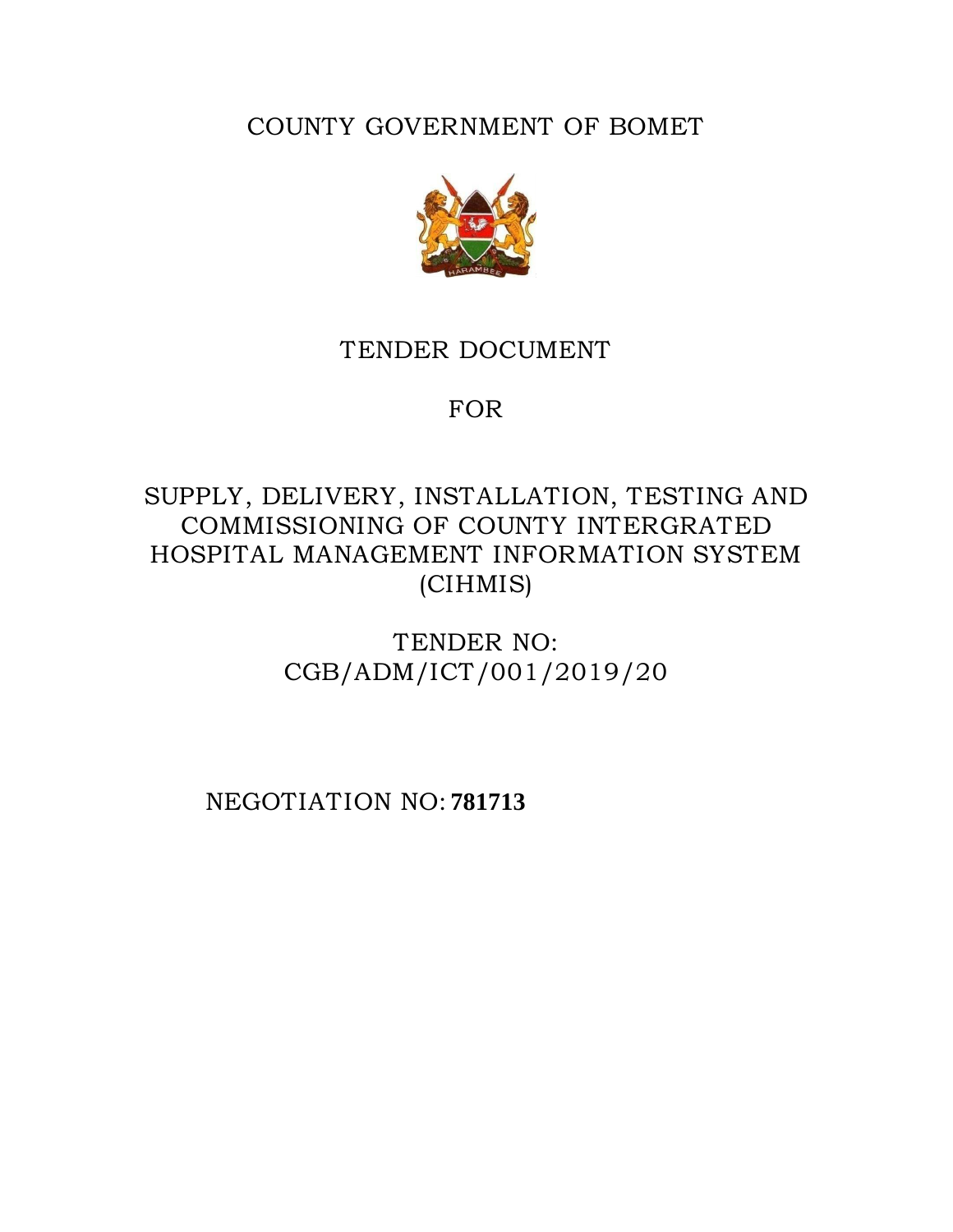# COUNTY GOVERNMENT OF BOMET

## TENDER DOCUMENT

## FOR

## SUPPLY, DELIVERY, INSTALLATION, TESTING AND COMMISSIONING OF COUNTY INTERGRATED HOSPITAL MANAGEMENT INFORMATION SYSTEM (CIHMIS)

## TENDER NO: CGB/ADM/ICT/001/2019/20

NEGOTIATION NO: **781713**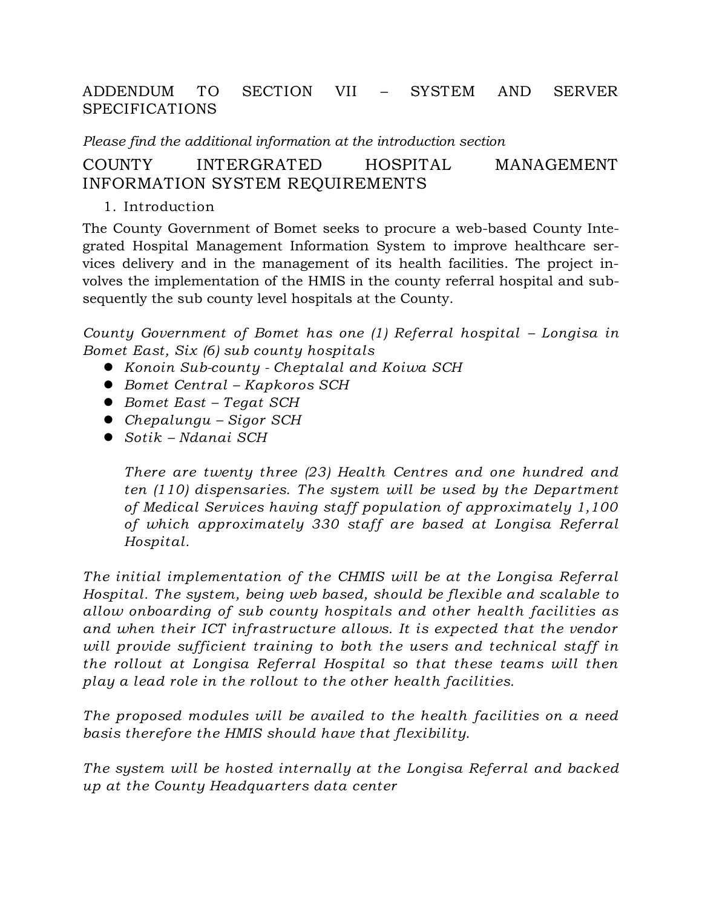# ADDENDUM TO SECTION VII – SYSTEM AND SERVER SPECIFICATIONS

*Please find the additional information at the introduction section*

## COUNTY INTERGRATED HOSPITAL MANAGEMENT INFORMATION SYSTEM REQUIREMENTS

1. Introduction

The County Government of Bomet seeks to procure a web-based County Integrated Hospital Management Information System to improve healthcare services delivery and in the management of its health facilities. The project involves the implementation of the HMIS in the county referral hospital and subsequently the sub county level hospitals at the County.

*County Government of Bomet has one (1) Referral hospital – Longisa in Bomet East, Six (6) sub county hospitals*

- *Konoin Sub-county - Cheptalal and Koiwa SCH*
- *Bomet Central – Kapkoros SCH*
- *Bomet East – Tegat SCH*
- *Chepalungu – Sigor SCH*
- *Sotik – Ndanai SCH*

  *There are twenty three (23) Health Centres and one hundred and ten (110) dispensaries. The system will be used by the Department of Medical Services having staff population of approximately 1,100 of which approximately 330 staff are based at Longisa Referral Hospital.*

*The initial implementation of the CHMIS will be at the Longisa Referral Hospital. The system, being web based, should be flexible and scalable to allow onboarding of sub county hospitals and other health facilities as and when their ICT infrastructure allows. It is expected that the vendor will provide sufficient training to both the users and technical staff in the rollout at Longisa Referral Hospital so that these teams will then play a lead role in the rollout to the other health facilities.*

*The proposed modules will be availed to the health facilities on a need basis therefore the HMIS should have that flexibility.*

*The system will be hosted internally at the Longisa Referral and backed up at the County Headquarters data center*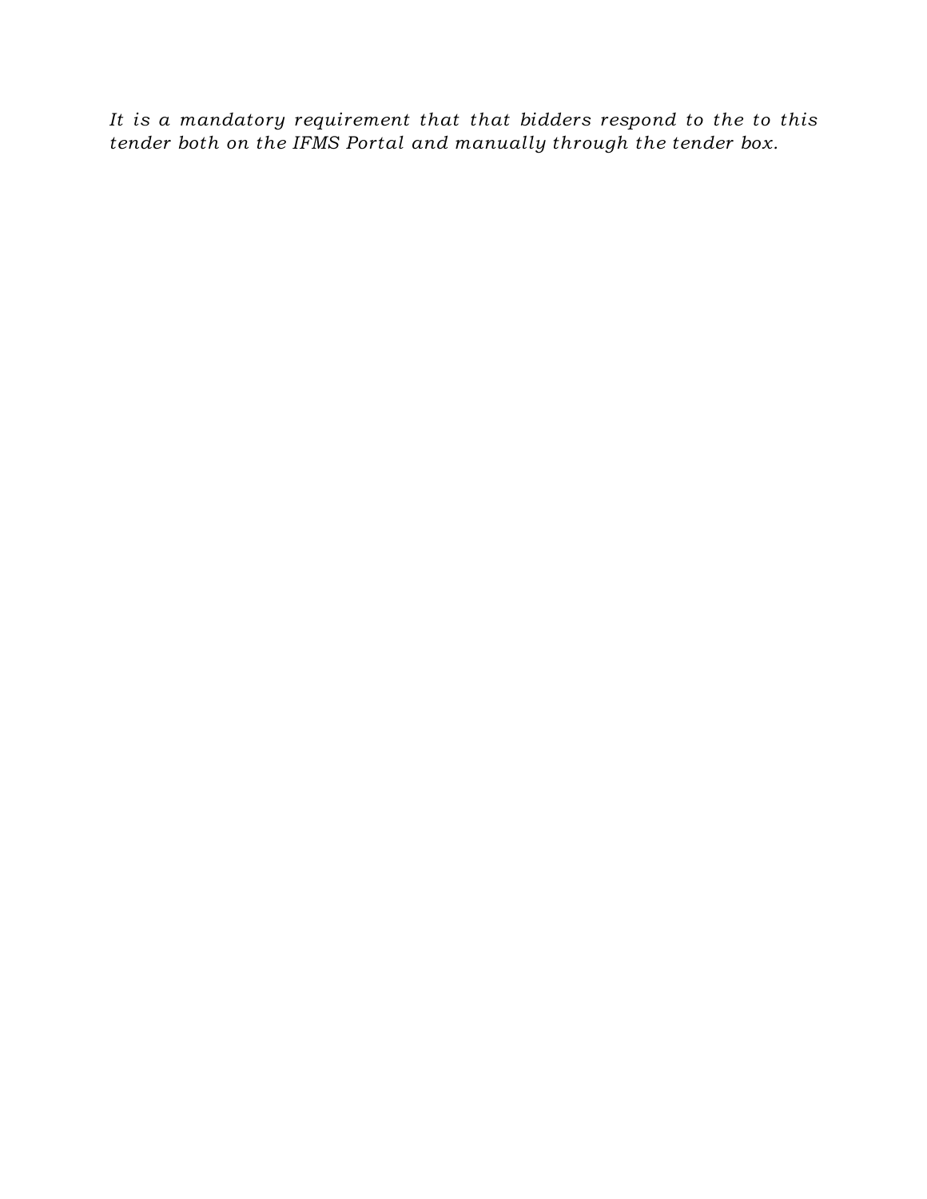*It is a mandatory requirement that that bidders respond to the to this tender both on the IFMS Portal and manually through the tender box.*